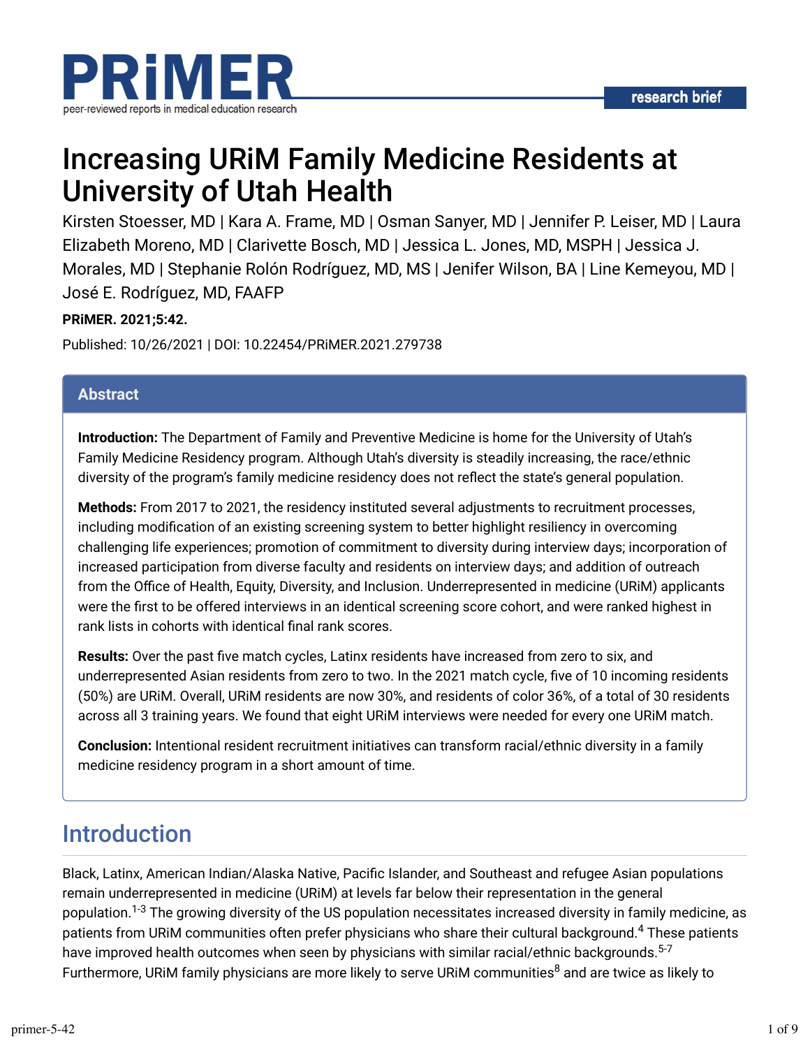research brief

# Increasing URiM Family Medicine Residents at University of Utah Health

Kirsten Stoesser, MD | Kara A. Frame, MD | Osman Sanyer, MD | Jennifer P. Leiser, MD | Laura Elizabeth Moreno, MD | Clarivette Bosch, MD | Jessica L. Jones, MD, MSPH | Jessica J. Morales, MD | Stephanie Rolón Rodríguez, MD, MS | Jenifer Wilson, BA | Line Kemeyou, MD | José E. Rodríguez, MD, FAAFP

**PRiMER. 2021;5:42.**

Published: 10/26/2021 | DOI: 10.22454/PRiMER.2021.279738

## Abstract

**Introduction:** The Department of Family and Preventive Medicine is home for the University of Utah's Family Medicine Residency program. Although Utah's diversity is steadily increasing, the race/ethnic diversity of the program's family medicine residency does not reflect the state's general population.

**Methods:** From 2017 to 2021, the residency instituted several adjustments to recruitment processes, including modification of an existing screening system to better highlight resiliency in overcoming challenging life experiences; promotion of commitment to diversity during interview days; incorporation of increased participation from diverse faculty and residents on interview days; and addition of outreach from the Office of Health, Equity, Diversity, and Inclusion. Underrepresented in medicine (URiM) applicants were the first to be offered interviews in an identical screening score cohort, and were ranked highest in rank lists in cohorts with identical final rank scores.

**Results:** Over the past five match cycles, Latinx residents have increased from zero to six, and underrepresented Asian residents from zero to two. In the 2021 match cycle, five of 10 incoming residents (50%) are URiM. Overall, URiM residents are now 30%, and residents of color 36%, of a total of 30 residents across all 3 training years. We found that eight URiM interviews were needed for every one URiM match.

**Conclusion:** Intentional resident recruitment initiatives can transform racial/ethnic diversity in a family medicine residency program in a short amount of time.

## Introduction

Black, Latinx, American Indian/Alaska Native, Pacific Islander, and Southeast and refugee Asian populations remain underrepresented in medicine (URiM) at levels far below their representation in the general population.[1-3] The growing diversity of the US population necessitates increased diversity in family medicine, as patients from URiM communities often prefer physicians who share their cultural background.[4] These patients have improved health outcomes when seen by physicians with similar racial/ethnic backgrounds.[5-7] Furthermore, URiM family physicians are more likely to serve URiM communities[8] and are twice as likely to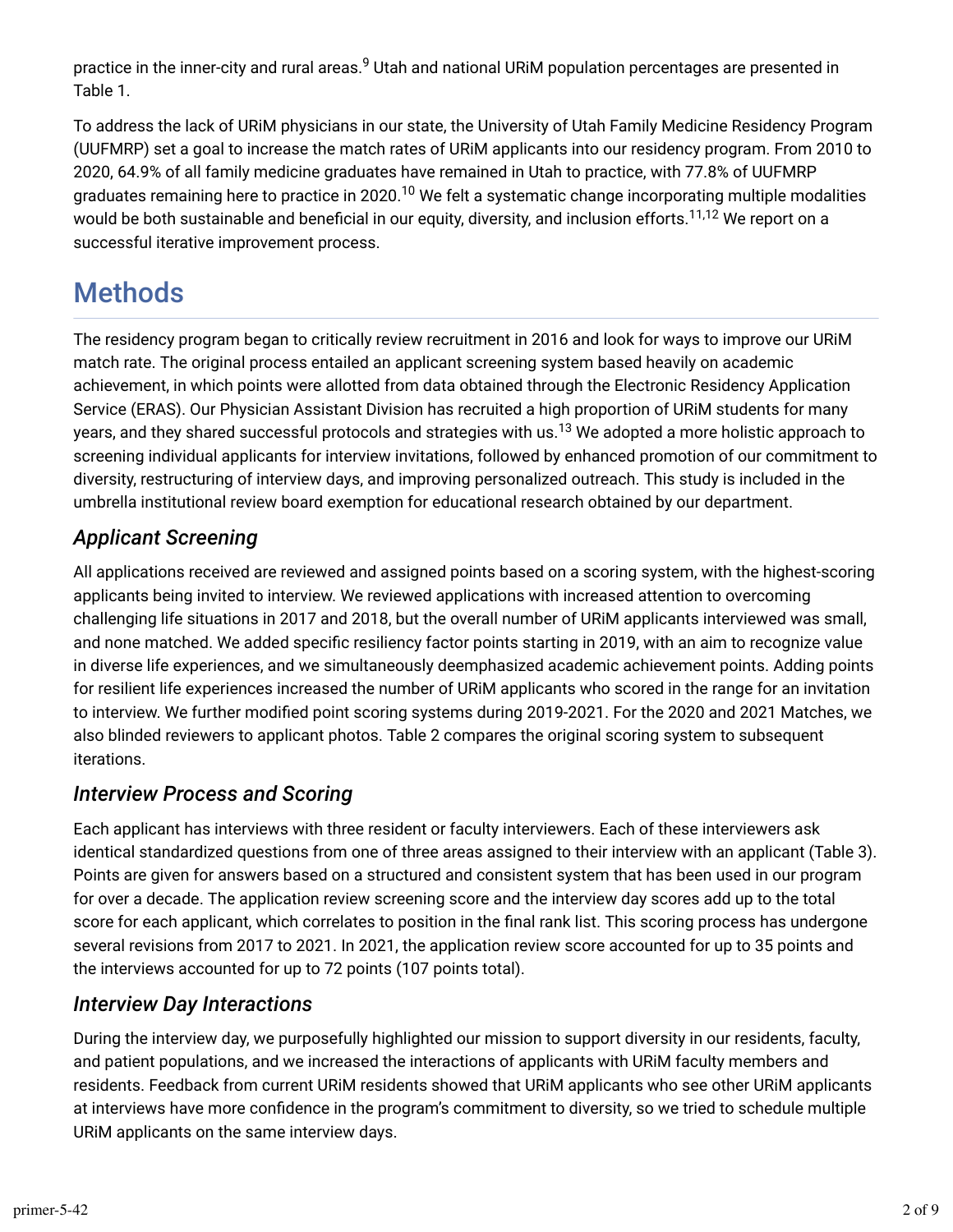practice in the inner-city and rural areas.[9] Utah and national URiM population percentages are presented in Table 1.

To address the lack of URiM physicians in our state, the University of Utah Family Medicine Residency Program (UUFMRP) set a goal to increase the match rates of URiM applicants into our residency program. From 2010 to 2020, 64.9% of all family medicine graduates have remained in Utah to practice, with 77.8% of UUFMRP graduates remaining here to practice in 2020.[10] We felt a systematic change incorporating multiple modalities would be both sustainable and beneficial in our equity, diversity, and inclusion efforts.[11,12] We report on a successful iterative improvement process.

# Methods

The residency program began to critically review recruitment in 2016 and look for ways to improve our URiM match rate. The original process entailed an applicant screening system based heavily on academic achievement, in which points were allotted from data obtained through the Electronic Residency Application Service (ERAS). Our Physician Assistant Division has recruited a high proportion of URiM students for many years, and they shared successful protocols and strategies with us.[13] We adopted a more holistic approach to screening individual applicants for interview invitations, followed by enhanced promotion of our commitment to diversity, restructuring of interview days, and improving personalized outreach. This study is included in the umbrella institutional review board exemption for educational research obtained by our department.

## *Applicant Screening*

All applications received are reviewed and assigned points based on a scoring system, with the highest-scoring applicants being invited to interview. We reviewed applications with increased attention to overcoming challenging life situations in 2017 and 2018, but the overall number of URiM applicants interviewed was small, and none matched. We added specific resiliency factor points starting in 2019, with an aim to recognize value in diverse life experiences, and we simultaneously deemphasized academic achievement points. Adding points for resilient life experiences increased the number of URiM applicants who scored in the range for an invitation to interview. We further modified point scoring systems during 2019-2021. For the 2020 and 2021 Matches, we also blinded reviewers to applicant photos. Table 2 compares the original scoring system to subsequent iterations.

## *Interview Process and Scoring*

Each applicant has interviews with three resident or faculty interviewers. Each of these interviewers ask identical standardized questions from one of three areas assigned to their interview with an applicant (Table 3). Points are given for answers based on a structured and consistent system that has been used in our program for over a decade. The application review screening score and the interview day scores add up to the total score for each applicant, which correlates to position in the final rank list. This scoring process has undergone several revisions from 2017 to 2021. In 2021, the application review score accounted for up to 35 points and the interviews accounted for up to 72 points (107 points total).

## *Interview Day Interactions*

During the interview day, we purposefully highlighted our mission to support diversity in our residents, faculty, and patient populations, and we increased the interactions of applicants with URiM faculty members and residents. Feedback from current URiM residents showed that URiM applicants who see other URiM applicants at interviews have more confidence in the program's commitment to diversity, so we tried to schedule multiple URiM applicants on the same interview days.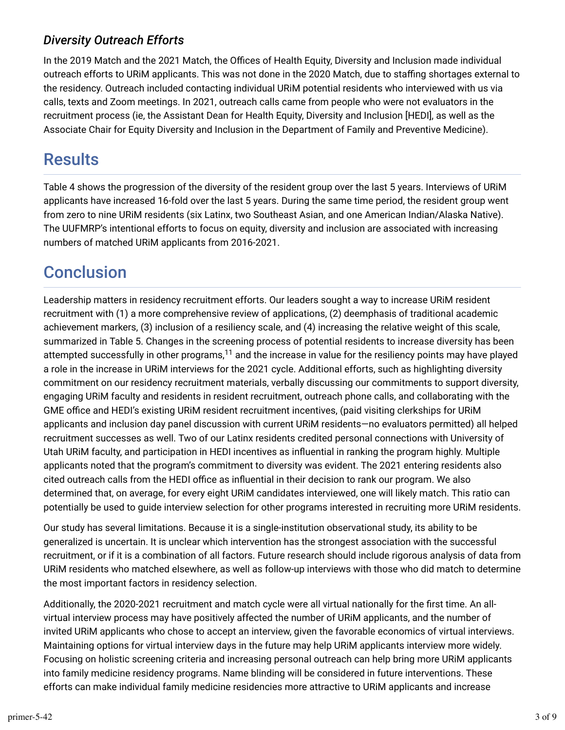### *Diversity Outreach Efforts*

In the 2019 Match and the 2021 Match, the Offices of Health Equity, Diversity and Inclusion made individual outreach efforts to URiM applicants. This was not done in the 2020 Match, due to staffing shortages external to the residency. Outreach included contacting individual URiM potential residents who interviewed with us via calls, texts and Zoom meetings. In 2021, outreach calls came from people who were not evaluators in the recruitment process (ie, the Assistant Dean for Health Equity, Diversity and Inclusion [HEDI], as well as the Associate Chair for Equity Diversity and Inclusion in the Department of Family and Preventive Medicine).

## Results

Table 4 shows the progression of the diversity of the resident group over the last 5 years. Interviews of URiM applicants have increased 16-fold over the last 5 years. During the same time period, the resident group went from zero to nine URiM residents (six Latinx, two Southeast Asian, and one American Indian/Alaska Native). The UUFMRP's intentional efforts to focus on equity, diversity and inclusion are associated with increasing numbers of matched URiM applicants from 2016-2021.

## Conclusion

Leadership matters in residency recruitment efforts. Our leaders sought a way to increase URiM resident recruitment with (1) a more comprehensive review of applications, (2) deemphasis of traditional academic achievement markers, (3) inclusion of a resiliency scale, and (4) increasing the relative weight of this scale, summarized in Table 5. Changes in the screening process of potential residents to increase diversity has been attempted successfully in other programs,[11] and the increase in value for the resiliency points may have played a role in the increase in URiM interviews for the 2021 cycle. Additional efforts, such as highlighting diversity commitment on our residency recruitment materials, verbally discussing our commitments to support diversity, engaging URiM faculty and residents in resident recruitment, outreach phone calls, and collaborating with the GME office and HEDI's existing URiM resident recruitment incentives, (paid visiting clerkships for URiM applicants and inclusion day panel discussion with current URiM residents—no evaluators permitted) all helped recruitment successes as well. Two of our Latinx residents credited personal connections with University of Utah URiM faculty, and participation in HEDI incentives as influential in ranking the program highly. Multiple applicants noted that the program's commitment to diversity was evident. The 2021 entering residents also cited outreach calls from the HEDI office as influential in their decision to rank our program. We also determined that, on average, for every eight URiM candidates interviewed, one will likely match. This ratio can potentially be used to guide interview selection for other programs interested in recruiting more URiM residents.

Our study has several limitations. Because it is a single-institution observational study, its ability to be generalized is uncertain. It is unclear which intervention has the strongest association with the successful recruitment, or if it is a combination of all factors. Future research should include rigorous analysis of data from URiM residents who matched elsewhere, as well as follow-up interviews with those who did match to determine the most important factors in residency selection.

Additionally, the 2020-2021 recruitment and match cycle were all virtual nationally for the first time. An all-virtual interview process may have positively affected the number of URiM applicants, and the number of invited URiM applicants who chose to accept an interview, given the favorable economics of virtual interviews. Maintaining options for virtual interview days in the future may help URiM applicants interview more widely. Focusing on holistic screening criteria and increasing personal outreach can help bring more URiM applicants into family medicine residency programs. Name blinding will be considered in future interventions. These efforts can make individual family medicine residencies more attractive to URiM applicants and increase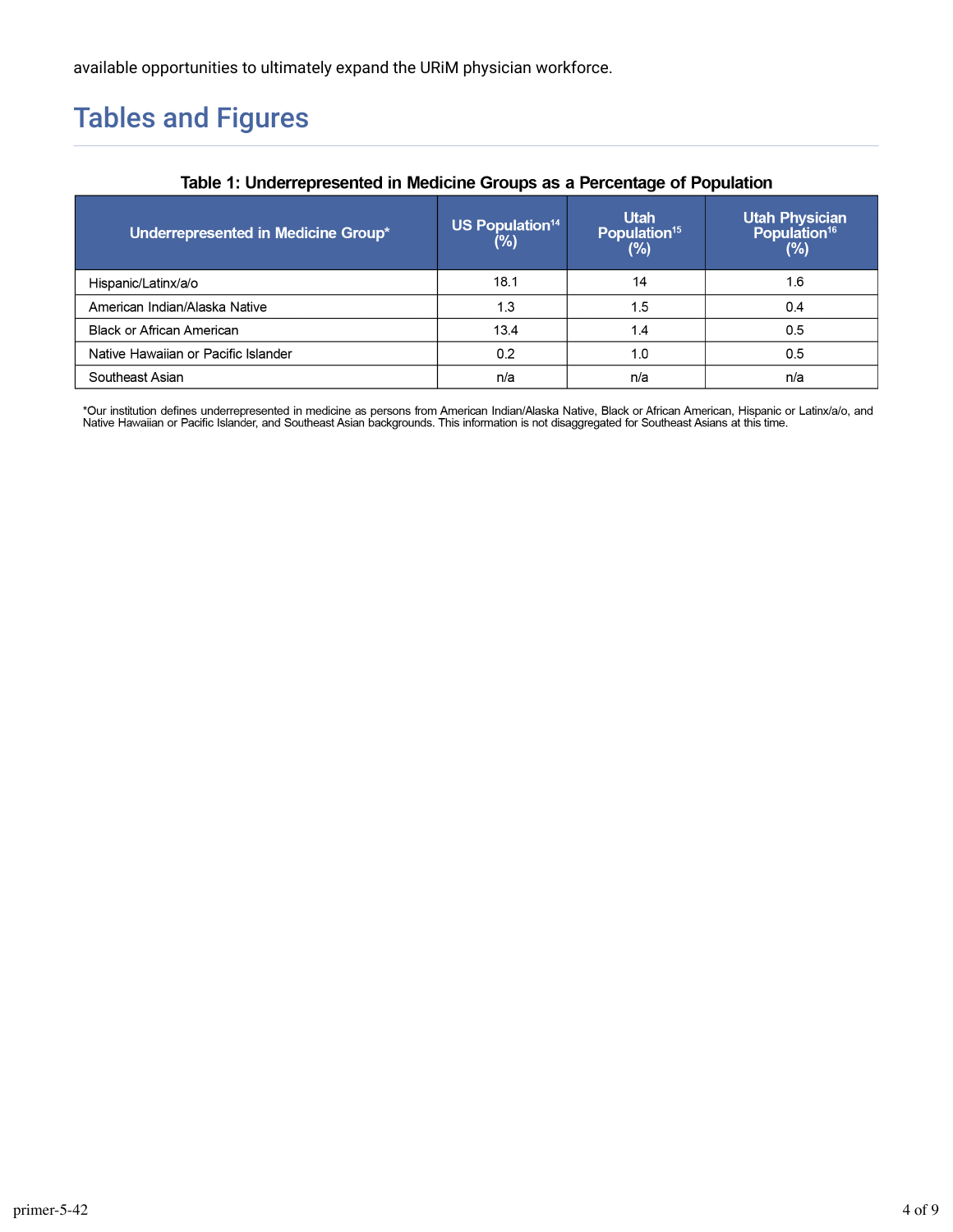available opportunities to ultimately expand the URiM physician workforce.

## Tables and Figures

**Table 1: Underrepresented in Medicine Groups as a Percentage of Population**

| Underrepresented in Medicine Group* | US Population[14] (%) | Utah Population[15] (%) | Utah Physician Population[16] (%) |
|---|---|---|---|
| Hispanic/Latinx/a/o | 18.1 | 14 | 1.6 |
| American Indian/Alaska Native | 1.3 | 1.5 | 0.4 |
| Black or African American | 13.4 | 1.4 | 0.5 |
| Native Hawaiian or Pacific Islander | 0.2 | 1.0 | 0.5 |
| Southeast Asian | n/a | n/a | n/a |

*Our institution defines underrepresented in medicine as persons from American Indian/Alaska Native, Black or African American, Hispanic or Latinx/a/o, and Native Hawaiian or Pacific Islander, and Southeast Asian backgrounds. This information is not disaggregated for Southeast Asians at this time.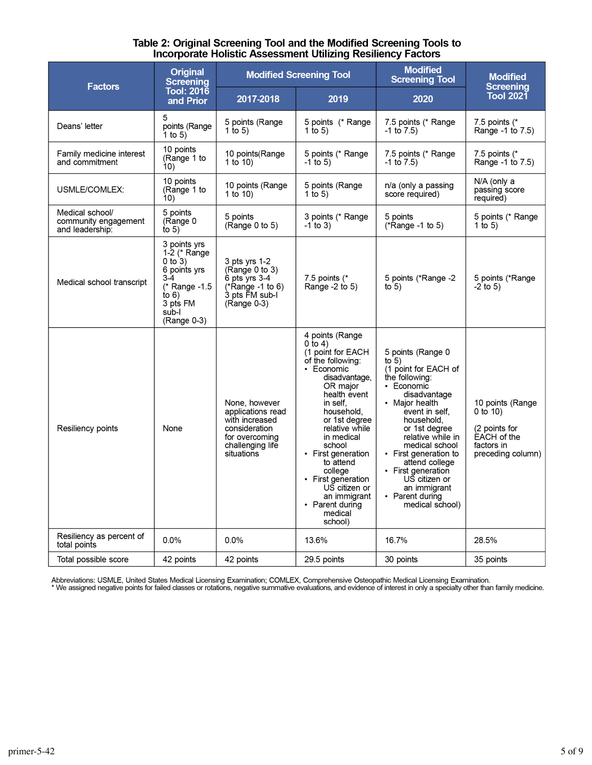**Table 2: Original Screening Tool and the Modified Screening Tools to Incorporate Holistic Assessment Utilizing Resiliency Factors**

| Factors | Original Screening Tool: 2016 and Prior | Modified Screening Tool | | Modified Screening Tool | Modified Screening Tool 2021 |
|---|---|---|---|---|---|
| | | 2017-2018 | 2019 | 2020 | |
| Deans' letter | 5 points (Range 1 to 5) | 5 points (Range 1 to 5) | 5 points (* Range 1 to 5) | 7.5 points (* Range -1 to 7.5) | 7.5 points (* Range -1 to 7.5) |
| Family medicine interest and commitment | 10 points (Range 1 to 10) | 10 points(Range 1 to 10) | 5 points (* Range -1 to 5) | 7.5 points (* Range -1 to 7.5) | 7.5 points (* Range -1 to 7.5) |
| USMLE/COMLEX: | 10 points (Range 1 to 10) | 10 points (Range 1 to 10) | 5 points (Range 1 to 5) | n/a (only a passing score required) | N/A (only a passing score required) |
| Medical school/ community engagement and leadership: | 5 points (Range 0 to 5) | 5 points (Range 0 to 5) | 3 points (* Range -1 to 3) | 5 points (*Range -1 to 5) | 5 points (* Range 1 to 5) |
| Medical school transcript | 3 points yrs 1-2 (* Range 0 to 3) 6 points yrs 3-4 (* Range -1.5 to 6) 3 pts FM sub-I (Range 0-3) | 3 pts yrs 1-2 (Range 0 to 3) 6 pts yrs 3-4 (*Range -1 to 6) 3 pts FM sub-I (Range 0-3) | 7.5 points (* Range -2 to 5) | 5 points (*Range -2 to 5) | 5 points (*Range -2 to 5) |
| Resiliency points | None | None, however applications read with increased consideration for overcoming challenging life situations | 4 points (Range 0 to 4) (1 point for EACH of the following: • Economic disadvantage, OR major health event in self, household, or 1st degree relative while in medical school • First generation to attend college • First generation US citizen or an immigrant • Parent during medical school) | 5 points (Range 0 to 5) (1 point for EACH of the following: • Economic disadvantage • Major health event in self, household, or 1st degree relative while in medical school • First generation to attend college • First generation US citizen or an immigrant • Parent during medical school) | 10 points (Range 0 to 10) (2 points for EACH of the factors in preceding column) |
| Resiliency as percent of total points | 0.0% | 0.0% | 13.6% | 16.7% | 28.5% |
| Total possible score | 42 points | 42 points | 29.5 points | 30 points | 35 points |

Abbreviations: USMLE, United States Medical Licensing Examination; COMLEX, Comprehensive Osteopathic Medical Licensing Examination.
* We assigned negative points for failed classes or rotations, negative summative evaluations, and evidence of interest in only a specialty other than family medicine.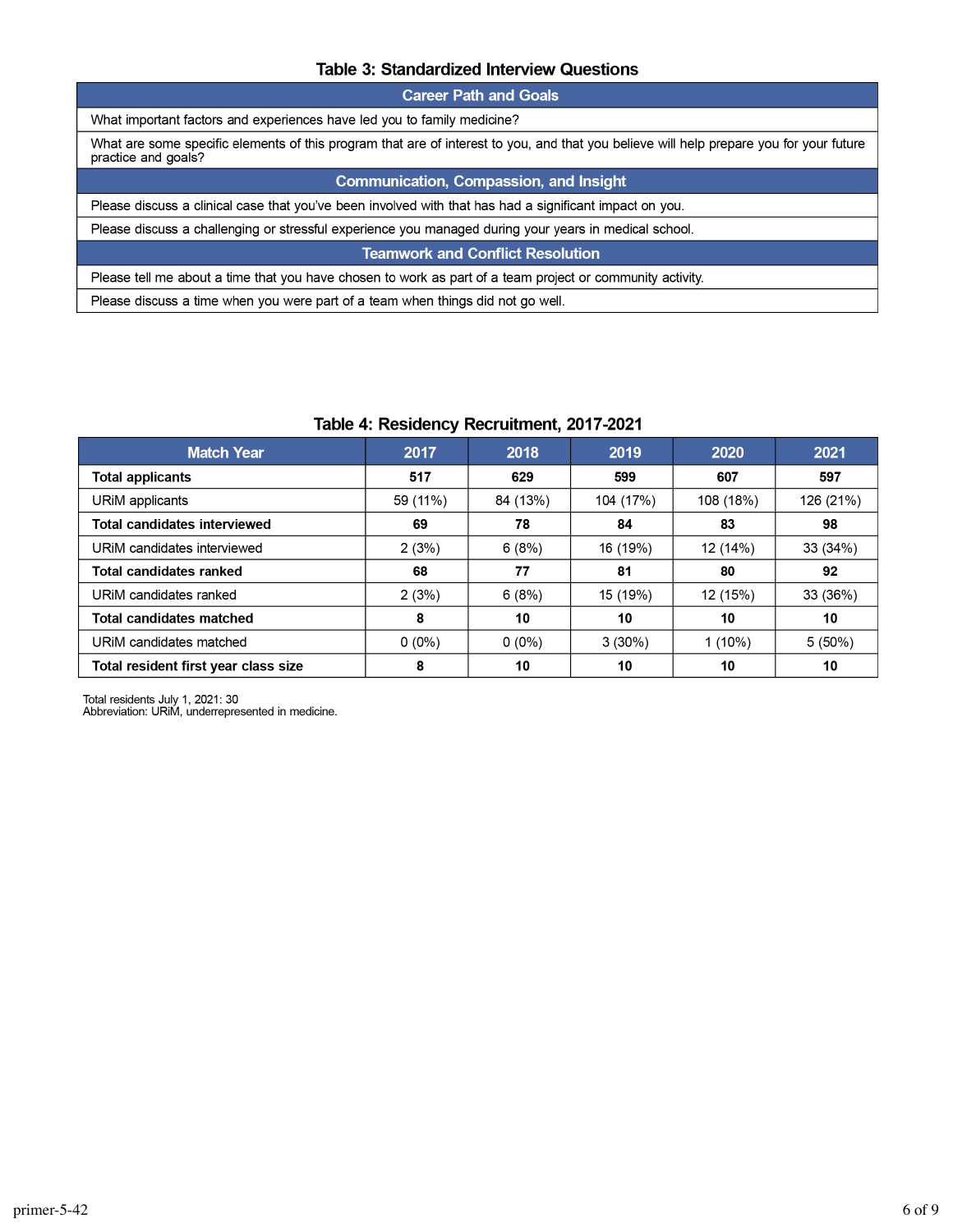**Table 3: Standardized Interview Questions**

| Career Path and Goals |
|---|
| What important factors and experiences have led you to family medicine? |
| What are some specific elements of this program that are of interest to you, and that you believe will help prepare you for your future practice and goals? |
| **Communication, Compassion, and Insight** |
| Please discuss a clinical case that you've been involved with that has had a significant impact on you. |
| Please discuss a challenging or stressful experience you managed during your years in medical school. |
| **Teamwork and Conflict Resolution** |
| Please tell me about a time that you have chosen to work as part of a team project or community activity. |
| Please discuss a time when you were part of a team when things did not go well. |

**Table 4: Residency Recruitment, 2017-2021**

| Match Year | 2017 | 2018 | 2019 | 2020 | 2021 |
|---|---|---|---|---|---|
| **Total applicants** | **517** | **629** | **599** | **607** | **597** |
| URiM applicants | 59 (11%) | 84 (13%) | 104 (17%) | 108 (18%) | 126 (21%) |
| **Total candidates interviewed** | **69** | **78** | **84** | **83** | **98** |
| URiM candidates interviewed | 2 (3%) | 6 (8%) | 16 (19%) | 12 (14%) | 33 (34%) |
| **Total candidates ranked** | **68** | **77** | **81** | **80** | **92** |
| URiM candidates ranked | 2 (3%) | 6 (8%) | 15 (19%) | 12 (15%) | 33 (36%) |
| **Total candidates matched** | **8** | **10** | **10** | **10** | **10** |
| URiM candidates matched | 0 (0%) | 0 (0%) | 3 (30%) | 1 (10%) | 5 (50%) |
| **Total resident first year class size** | **8** | **10** | **10** | **10** | **10** |

Total residents July 1, 2021: 30
Abbreviation: URiM, underrepresented in medicine.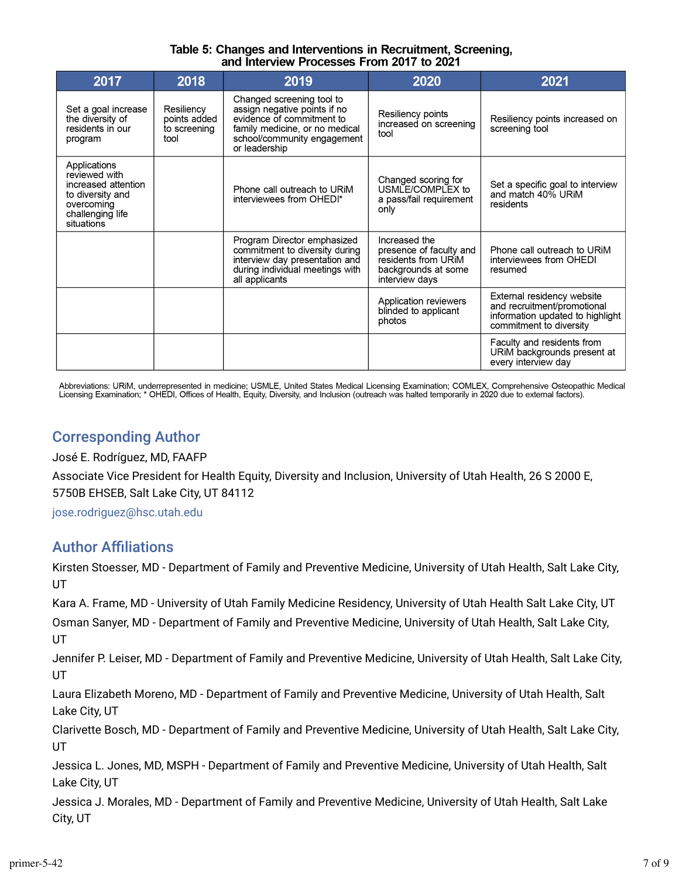**Table 5: Changes and Interventions in Recruitment, Screening, and Interview Processes From 2017 to 2021**

| 2017 | 2018 | 2019 | 2020 | 2021 |
|---|---|---|---|---|
| Set a goal increase the diversity of residents in our program | Resiliency points added to screening tool | Changed screening tool to assign negative points if no evidence of commitment to family medicine, or no medical school/community engagement or leadership | Resiliency points increased on screening tool | Resiliency points increased on screening tool |
| Applications reviewed with increased attention to diversity and overcoming challenging life situations | | Phone call outreach to URiM interviewees from OHEDI* | Changed scoring for USMLE/COMPLEX to a pass/fail requirement only | Set a specific goal to interview and match 40% URiM residents |
| | | Program Director emphasized commitment to diversity during interview day presentation and during individual meetings with all applicants | Increased the presence of faculty and residents from URiM backgrounds at some interview days | Phone call outreach to URiM interviewees from OHEDI resumed |
| | | | Application reviewers blinded to applicant photos | External residency website and recruitment/promotional information updated to highlight commitment to diversity |
| | | | | Faculty and residents from URiM backgrounds present at every interview day |

Abbreviations: URiM, underrepresented in medicine; USMLE, United States Medical Licensing Examination; COMLEX, Comprehensive Osteopathic Medical Licensing Examination; * OHEDI, Offices of Health, Equity, Diversity, and Inclusion (outreach was halted temporarily in 2020 due to external factors).

## Corresponding Author

José E. Rodríguez, MD, FAAFP

Associate Vice President for Health Equity, Diversity and Inclusion, University of Utah Health, 26 S 2000 E, 5750B EHSEB, Salt Lake City, UT 84112

jose.rodriguez@hsc.utah.edu

## Author Affiliations

Kirsten Stoesser, MD - Department of Family and Preventive Medicine, University of Utah Health, Salt Lake City, UT

Kara A. Frame, MD - University of Utah Family Medicine Residency, University of Utah Health Salt Lake City, UT

Osman Sanyer, MD - Department of Family and Preventive Medicine, University of Utah Health, Salt Lake City, UT

Jennifer P. Leiser, MD - Department of Family and Preventive Medicine, University of Utah Health, Salt Lake City, UT

Laura Elizabeth Moreno, MD - Department of Family and Preventive Medicine, University of Utah Health, Salt Lake City, UT

Clarivette Bosch, MD - Department of Family and Preventive Medicine, University of Utah Health, Salt Lake City, UT

Jessica L. Jones, MD, MSPH - Department of Family and Preventive Medicine, University of Utah Health, Salt Lake City, UT

Jessica J. Morales, MD - Department of Family and Preventive Medicine, University of Utah Health, Salt Lake City, UT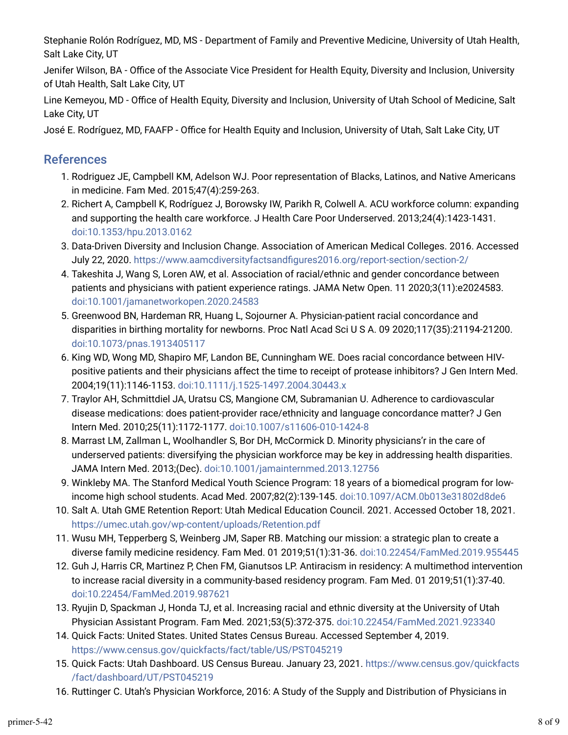Stephanie Rolón Rodríguez, MD, MS - Department of Family and Preventive Medicine, University of Utah Health, Salt Lake City, UT

Jenifer Wilson, BA - Office of the Associate Vice President for Health Equity, Diversity and Inclusion, University of Utah Health, Salt Lake City, UT

Line Kemeyou, MD - Office of Health Equity, Diversity and Inclusion, University of Utah School of Medicine, Salt Lake City, UT

José E. Rodríguez, MD, FAAFP - Office for Health Equity and Inclusion, University of Utah, Salt Lake City, UT

## References

1. Rodriguez JE, Campbell KM, Adelson WJ. Poor representation of Blacks, Latinos, and Native Americans in medicine. Fam Med. 2015;47(4):259-263.
2. Richert A, Campbell K, Rodríguez J, Borowsky IW, Parikh R, Colwell A. ACU workforce column: expanding and supporting the health care workforce. J Health Care Poor Underserved. 2013;24(4):1423-1431. doi:10.1353/hpu.2013.0162
3. Data-Driven Diversity and Inclusion Change. Association of American Medical Colleges. 2016. Accessed July 22, 2020. https://www.aamcdiversityfactsandfigures2016.org/report-section/section-2/
4. Takeshita J, Wang S, Loren AW, et al. Association of racial/ethnic and gender concordance between patients and physicians with patient experience ratings. JAMA Netw Open. 11 2020;3(11):e2024583. doi:10.1001/jamanetworkopen.2020.24583
5. Greenwood BN, Hardeman RR, Huang L, Sojourner A. Physician-patient racial concordance and disparities in birthing mortality for newborns. Proc Natl Acad Sci U S A. 09 2020;117(35):21194-21200. doi:10.1073/pnas.1913405117
6. King WD, Wong MD, Shapiro MF, Landon BE, Cunningham WE. Does racial concordance between HIV-positive patients and their physicians affect the time to receipt of protease inhibitors? J Gen Intern Med. 2004;19(11):1146-1153. doi:10.1111/j.1525-1497.2004.30443.x
7. Traylor AH, Schmittdiel JA, Uratsu CS, Mangione CM, Subramanian U. Adherence to cardiovascular disease medications: does patient-provider race/ethnicity and language concordance matter? J Gen Intern Med. 2010;25(11):1172-1177. doi:10.1007/s11606-010-1424-8
8. Marrast LM, Zallman L, Woolhandler S, Bor DH, McCormick D. Minority physicians'r in the care of underserved patients: diversifying the physician workforce may be key in addressing health disparities. JAMA Intern Med. 2013;(Dec). doi:10.1001/jamainternmed.2013.12756
9. Winkleby MA. The Stanford Medical Youth Science Program: 18 years of a biomedical program for low-income high school students. Acad Med. 2007;82(2):139-145. doi:10.1097/ACM.0b013e31802d8de6
10. Salt A. Utah GME Retention Report: Utah Medical Education Council. 2021. Accessed October 18, 2021. https://umec.utah.gov/wp-content/uploads/Retention.pdf
11. Wusu MH, Tepperberg S, Weinberg JM, Saper RB. Matching our mission: a strategic plan to create a diverse family medicine residency. Fam Med. 01 2019;51(1):31-36. doi:10.22454/FamMed.2019.955445
12. Guh J, Harris CR, Martinez P, Chen FM, Gianutsos LP. Antiracism in residency: A multimethod intervention to increase racial diversity in a community-based residency program. Fam Med. 01 2019;51(1):37-40. doi:10.22454/FamMed.2019.987621
13. Ryujin D, Spackman J, Honda TJ, et al. Increasing racial and ethnic diversity at the University of Utah Physician Assistant Program. Fam Med. 2021;53(5):372-375. doi:10.22454/FamMed.2021.923340
14. Quick Facts: United States. United States Census Bureau. Accessed September 4, 2019. https://www.census.gov/quickfacts/fact/table/US/PST045219
15. Quick Facts: Utah Dashboard. US Census Bureau. January 23, 2021. https://www.census.gov/quickfacts/fact/dashboard/UT/PST045219
16. Ruttinger C. Utah's Physician Workforce, 2016: A Study of the Supply and Distribution of Physicians in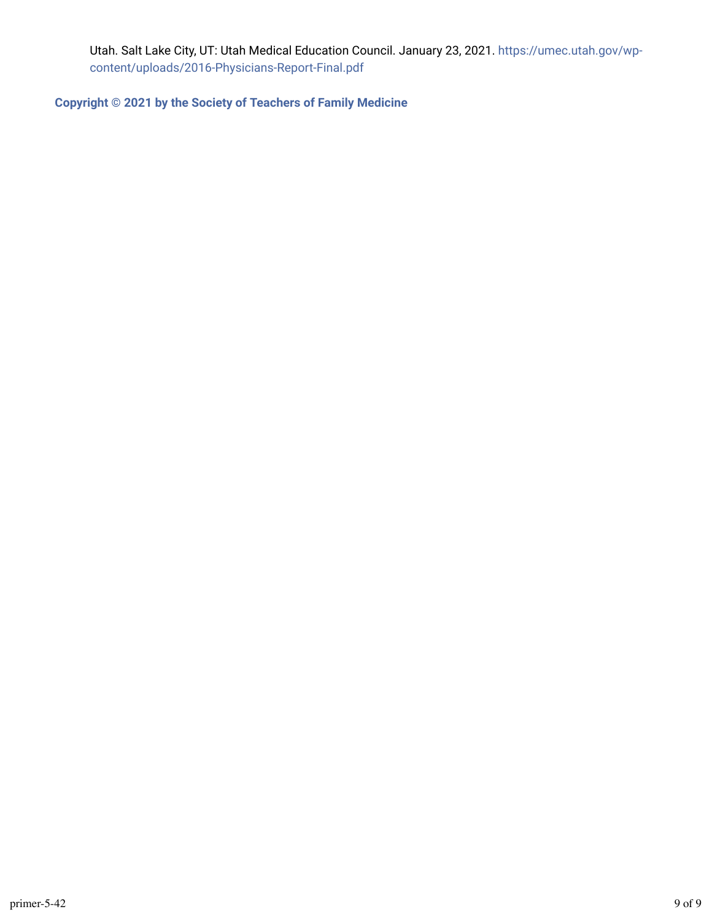Utah. Salt Lake City, UT: Utah Medical Education Council. January 23, 2021. https://umec.utah.gov/wp-content/uploads/2016-Physicians-Report-Final.pdf

**Copyright © 2021 by the Society of Teachers of Family Medicine**